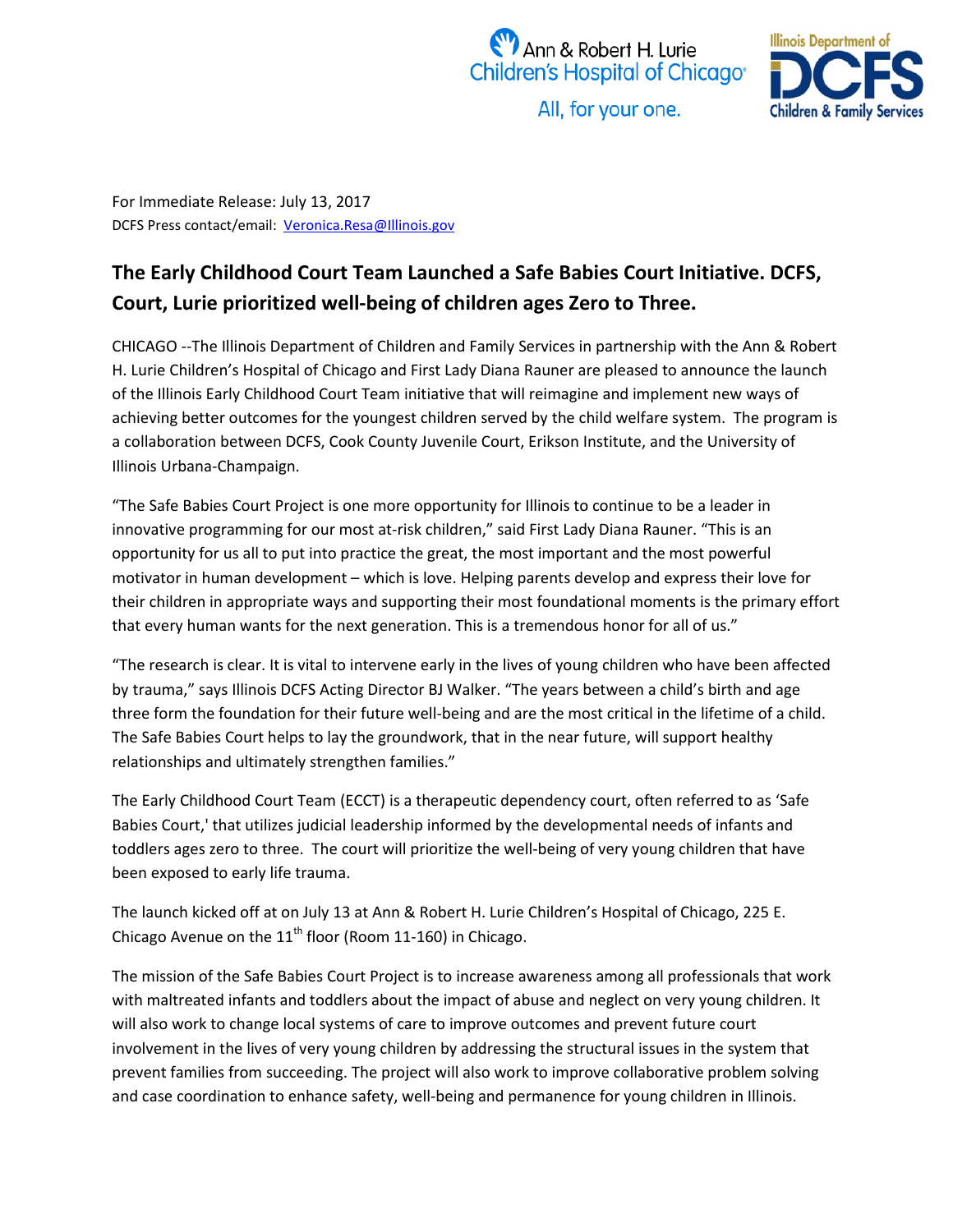Ann & Robert H. Lurie Children's Hospital of Chicago®

All, for your one.

Illinois Department of DCFS Children & Family Services

For Immediate Release: July 13, 2017

DCFS Press contact/email: [Veronica.Resa@Illinois.gov](mailto:Veronica.Resa@Illinois.gov)

## The Early Childhood Court Team Launched a Safe Babies Court Initiative. DCFS, Court, Lurie prioritized well-being of children ages Zero to Three.

CHICAGO --The Illinois Department of Children and Family Services in partnership with the Ann & Robert H. Lurie Children's Hospital of Chicago and First Lady Diana Rauner are pleased to announce the launch of the Illinois Early Childhood Court Team initiative that will reimagine and implement new ways of achieving better outcomes for the youngest children served by the child welfare system. The program is a collaboration between DCFS, Cook County Juvenile Court, Erikson Institute, and the University of Illinois Urbana-Champaign.

"The Safe Babies Court Project is one more opportunity for Illinois to continue to be a leader in innovative programming for our most at-risk children," said First Lady Diana Rauner. "This is an opportunity for us all to put into practice the great, the most important and the most powerful motivator in human development – which is love. Helping parents develop and express their love for their children in appropriate ways and supporting their most foundational moments is the primary effort that every human wants for the next generation. This is a tremendous honor for all of us."

"The research is clear. It is vital to intervene early in the lives of young children who have been affected by trauma," says Illinois DCFS Acting Director BJ Walker. "The years between a child's birth and age three form the foundation for their future well-being and are the most critical in the lifetime of a child. The Safe Babies Court helps to lay the groundwork, that in the near future, will support healthy relationships and ultimately strengthen families."

The Early Childhood Court Team (ECCT) is a therapeutic dependency court, often referred to as 'Safe Babies Court,' that utilizes judicial leadership informed by the developmental needs of infants and toddlers ages zero to three. The court will prioritize the well-being of very young children that have been exposed to early life trauma.

The launch kicked off at on July 13 at Ann & Robert H. Lurie Children's Hospital of Chicago, 225 E. Chicago Avenue on the 11th floor (Room 11-160) in Chicago.

The mission of the Safe Babies Court Project is to increase awareness among all professionals that work with maltreated infants and toddlers about the impact of abuse and neglect on very young children. It will also work to change local systems of care to improve outcomes and prevent future court involvement in the lives of very young children by addressing the structural issues in the system that prevent families from succeeding. The project will also work to improve collaborative problem solving and case coordination to enhance safety, well-being and permanence for young children in Illinois.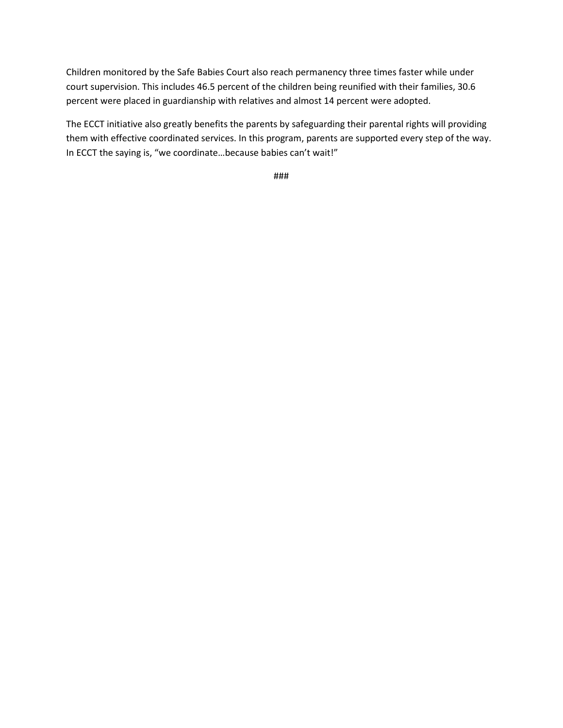Children monitored by the Safe Babies Court also reach permanency three times faster while under court supervision. This includes 46.5 percent of the children being reunified with their families, 30.6 percent were placed in guardianship with relatives and almost 14 percent were adopted.

The ECCT initiative also greatly benefits the parents by safeguarding their parental rights will providing them with effective coordinated services. In this program, parents are supported every step of the way. In ECCT the saying is, “we coordinate…because babies can’t wait!”

###